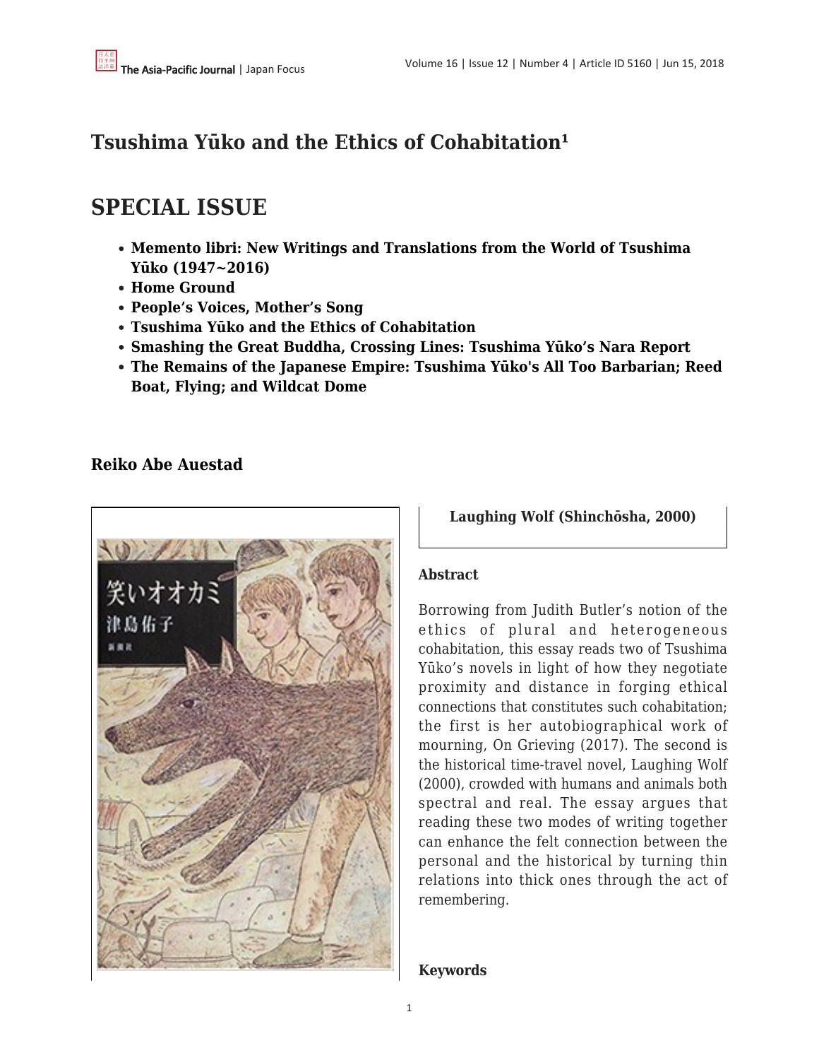# Tsushima Yūko and the Ethics of Cohabitation[1]

# SPECIAL ISSUE

- **Memento libri: New Writings and Translations from the World of Tsushima Yūko (1947~2016)**
- **Home Ground**
- **People's Voices, Mother's Song**
- **Tsushima Yūko and the Ethics of Cohabitation**
- **Smashing the Great Buddha, Crossing Lines: Tsushima Yūko's Nara Report**
- **The Remains of the Japanese Empire: Tsushima Yūko's All Too Barbarian; Reed Boat, Flying; and Wildcat Dome**

### Reiko Abe Auestad

**Laughing Wolf (Shinchōsha, 2000)**

### Abstract

Borrowing from Judith Butler's notion of the ethics of plural and heterogeneous cohabitation, this essay reads two of Tsushima Yūko's novels in light of how they negotiate proximity and distance in forging ethical connections that constitutes such cohabitation; the first is her autobiographical work of mourning, On Grieving (2017). The second is the historical time-travel novel, Laughing Wolf (2000), crowded with humans and animals both spectral and real. The essay argues that reading these two modes of writing together can enhance the felt connection between the personal and the historical by turning thin relations into thick ones through the act of remembering.

### Keywords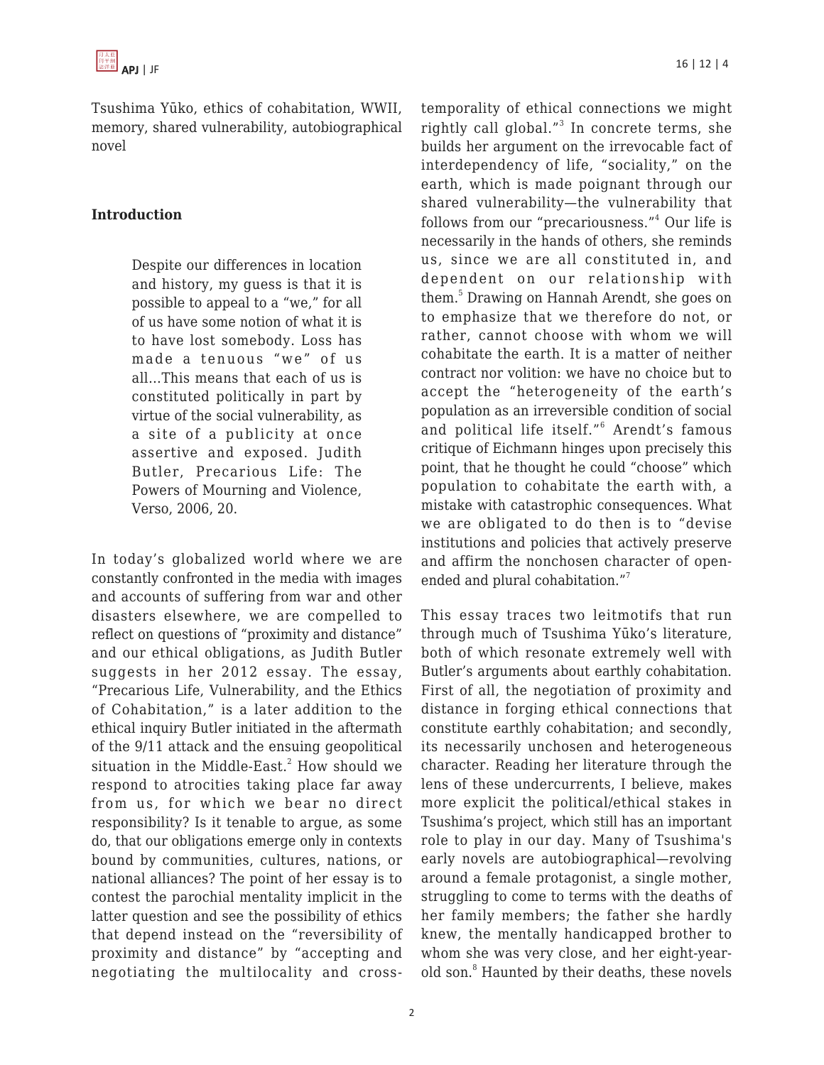Tsushima Yūko, ethics of cohabitation, WWII, memory, shared vulnerability, autobiographical novel

## Introduction

> Despite our differences in location and history, my guess is that it is possible to appeal to a "we," for all of us have some notion of what it is to have lost somebody. Loss has made a tenuous "we" of us all…This means that each of us is constituted politically in part by virtue of the social vulnerability, as a site of a publicity at once assertive and exposed. Judith Butler, Precarious Life: The Powers of Mourning and Violence, Verso, 2006, 20.

In today's globalized world where we are constantly confronted in the media with images and accounts of suffering from war and other disasters elsewhere, we are compelled to reflect on questions of "proximity and distance" and our ethical obligations, as Judith Butler suggests in her 2012 essay. The essay, "Precarious Life, Vulnerability, and the Ethics of Cohabitation," is a later addition to the ethical inquiry Butler initiated in the aftermath of the 9/11 attack and the ensuing geopolitical situation in the Middle-East.[2] How should we respond to atrocities taking place far away from us, for which we bear no direct responsibility? Is it tenable to argue, as some do, that our obligations emerge only in contexts bound by communities, cultures, nations, or national alliances? The point of her essay is to contest the parochial mentality implicit in the latter question and see the possibility of ethics that depend instead on the "reversibility of proximity and distance" by "accepting and negotiating the multilocality and cross-temporality of ethical connections we might rightly call global."[3] In concrete terms, she builds her argument on the irrevocable fact of interdependency of life, "sociality," on the earth, which is made poignant through our shared vulnerability—the vulnerability that follows from our "precariousness."[4] Our life is necessarily in the hands of others, she reminds us, since we are all constituted in, and dependent on our relationship with them.[5] Drawing on Hannah Arendt, she goes on to emphasize that we therefore do not, or rather, cannot choose with whom we will cohabitate the earth. It is a matter of neither contract nor volition: we have no choice but to accept the "heterogeneity of the earth's population as an irreversible condition of social and political life itself."[6] Arendt's famous critique of Eichmann hinges upon precisely this point, that he thought he could "choose" which population to cohabitate the earth with, a mistake with catastrophic consequences. What we are obligated to do then is to "devise institutions and policies that actively preserve and affirm the nonchosen character of open-ended and plural cohabitation."[7]

This essay traces two leitmotifs that run through much of Tsushima Yūko's literature, both of which resonate extremely well with Butler's arguments about earthly cohabitation. First of all, the negotiation of proximity and distance in forging ethical connections that constitute earthly cohabitation; and secondly, its necessarily unchosen and heterogeneous character. Reading her literature through the lens of these undercurrents, I believe, makes more explicit the political/ethical stakes in Tsushima's project, which still has an important role to play in our day. Many of Tsushima's early novels are autobiographical—revolving around a female protagonist, a single mother, struggling to come to terms with the deaths of her family members; the father she hardly knew, the mentally handicapped brother to whom she was very close, and her eight-year-old son.[8] Haunted by their deaths, these novels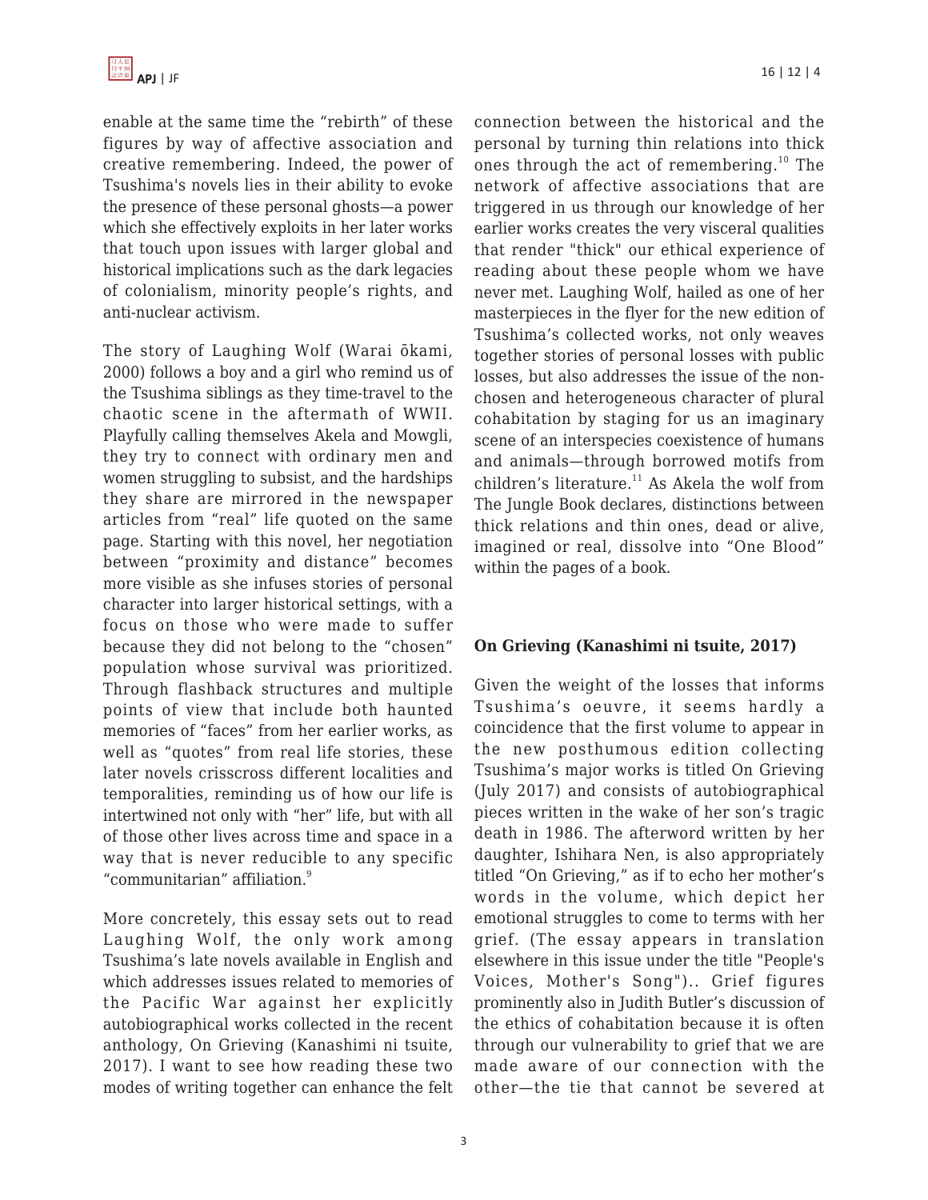enable at the same time the "rebirth" of these figures by way of affective association and creative remembering. Indeed, the power of Tsushima's novels lies in their ability to evoke the presence of these personal ghosts—a power which she effectively exploits in her later works that touch upon issues with larger global and historical implications such as the dark legacies of colonialism, minority people's rights, and anti-nuclear activism.

The story of Laughing Wolf (Warai ōkami, 2000) follows a boy and a girl who remind us of the Tsushima siblings as they time-travel to the chaotic scene in the aftermath of WWII. Playfully calling themselves Akela and Mowgli, they try to connect with ordinary men and women struggling to subsist, and the hardships they share are mirrored in the newspaper articles from "real" life quoted on the same page. Starting with this novel, her negotiation between "proximity and distance" becomes more visible as she infuses stories of personal character into larger historical settings, with a focus on those who were made to suffer because they did not belong to the "chosen" population whose survival was prioritized. Through flashback structures and multiple points of view that include both haunted memories of "faces" from her earlier works, as well as "quotes" from real life stories, these later novels crisscross different localities and temporalities, reminding us of how our life is intertwined not only with "her" life, but with all of those other lives across time and space in a way that is never reducible to any specific "communitarian" affiliation.[9]

More concretely, this essay sets out to read Laughing Wolf, the only work among Tsushima's late novels available in English and which addresses issues related to memories of the Pacific War against her explicitly autobiographical works collected in the recent anthology, On Grieving (Kanashimi ni tsuite, 2017). I want to see how reading these two modes of writing together can enhance the felt connection between the historical and the personal by turning thin relations into thick ones through the act of remembering.[10] The network of affective associations that are triggered in us through our knowledge of her earlier works creates the very visceral qualities that render "thick" our ethical experience of reading about these people whom we have never met. Laughing Wolf, hailed as one of her masterpieces in the flyer for the new edition of Tsushima's collected works, not only weaves together stories of personal losses with public losses, but also addresses the issue of the non-chosen and heterogeneous character of plural cohabitation by staging for us an imaginary scene of an interspecies coexistence of humans and animals—through borrowed motifs from children's literature.[11] As Akela the wolf from The Jungle Book declares, distinctions between thick relations and thin ones, dead or alive, imagined or real, dissolve into "One Blood" within the pages of a book.

## On Grieving (Kanashimi ni tsuite, 2017)

Given the weight of the losses that informs Tsushima's oeuvre, it seems hardly a coincidence that the first volume to appear in the new posthumous edition collecting Tsushima's major works is titled On Grieving (July 2017) and consists of autobiographical pieces written in the wake of her son's tragic death in 1986. The afterword written by her daughter, Ishihara Nen, is also appropriately titled "On Grieving," as if to echo her mother's words in the volume, which depict her emotional struggles to come to terms with her grief. (The essay appears in translation elsewhere in this issue under the title "People's Voices, Mother's Song").. Grief figures prominently also in Judith Butler's discussion of the ethics of cohabitation because it is often through our vulnerability to grief that we are made aware of our connection with the other—the tie that cannot be severed at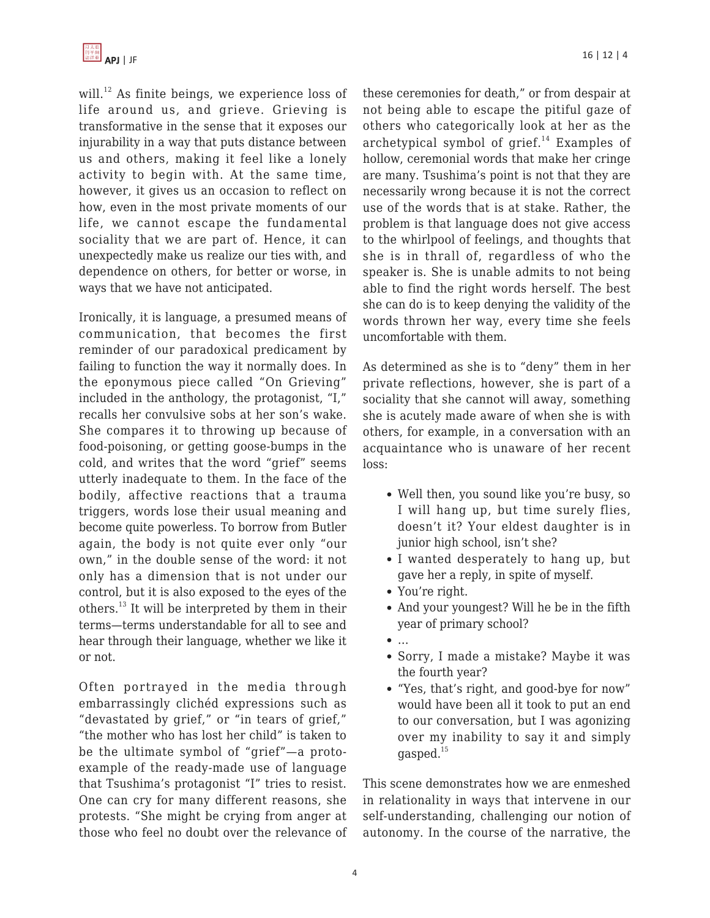will.[12] As finite beings, we experience loss of life around us, and grieve. Grieving is transformative in the sense that it exposes our injurability in a way that puts distance between us and others, making it feel like a lonely activity to begin with. At the same time, however, it gives us an occasion to reflect on how, even in the most private moments of our life, we cannot escape the fundamental sociality that we are part of. Hence, it can unexpectedly make us realize our ties with, and dependence on others, for better or worse, in ways that we have not anticipated.

Ironically, it is language, a presumed means of communication, that becomes the first reminder of our paradoxical predicament by failing to function the way it normally does. In the eponymous piece called "On Grieving" included in the anthology, the protagonist, "I," recalls her convulsive sobs at her son's wake. She compares it to throwing up because of food-poisoning, or getting goose-bumps in the cold, and writes that the word "grief" seems utterly inadequate to them. In the face of the bodily, affective reactions that a trauma triggers, words lose their usual meaning and become quite powerless. To borrow from Butler again, the body is not quite ever only "our own," in the double sense of the word: it not only has a dimension that is not under our control, but it is also exposed to the eyes of the others.[13] It will be interpreted by them in their terms—terms understandable for all to see and hear through their language, whether we like it or not.

Often portrayed in the media through embarrassingly clichéd expressions such as "devastated by grief," or "in tears of grief," "the mother who has lost her child" is taken to be the ultimate symbol of "grief"—a proto-example of the ready-made use of language that Tsushima's protagonist "I" tries to resist. One can cry for many different reasons, she protests. "She might be crying from anger at those who feel no doubt over the relevance of these ceremonies for death," or from despair at not being able to escape the pitiful gaze of others who categorically look at her as the archetypical symbol of grief.[14] Examples of hollow, ceremonial words that make her cringe are many. Tsushima's point is not that they are necessarily wrong because it is not the correct use of the words that is at stake. Rather, the problem is that language does not give access to the whirlpool of feelings, and thoughts that she is in thrall of, regardless of who the speaker is. She is unable admits to not being able to find the right words herself. The best she can do is to keep denying the validity of the words thrown her way, every time she feels uncomfortable with them.

As determined as she is to "deny" them in her private reflections, however, she is part of a sociality that she cannot will away, something she is acutely made aware of when she is with others, for example, in a conversation with an acquaintance who is unaware of her recent loss:

- Well then, you sound like you're busy, so I will hang up, but time surely flies, doesn't it? Your eldest daughter is in junior high school, isn't she?
- I wanted desperately to hang up, but gave her a reply, in spite of myself.
- You're right.
- And your youngest? Will he be in the fifth year of primary school?
- …
- Sorry, I made a mistake? Maybe it was the fourth year?
- "Yes, that's right, and good-bye for now" would have been all it took to put an end to our conversation, but I was agonizing over my inability to say it and simply gasped.[15]

This scene demonstrates how we are enmeshed in relationality in ways that intervene in our self-understanding, challenging our notion of autonomy. In the course of the narrative, the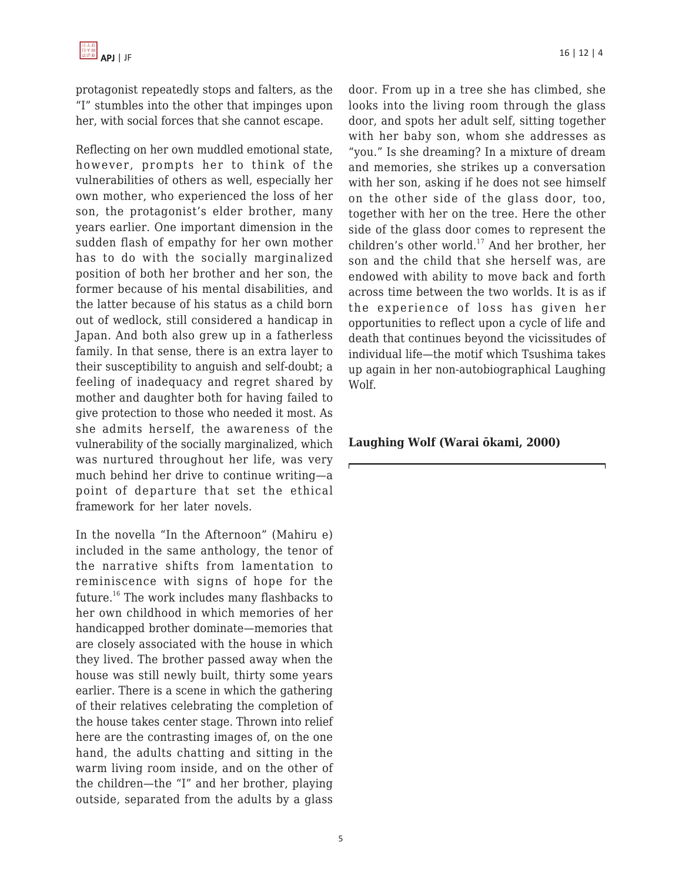protagonist repeatedly stops and falters, as the "I" stumbles into the other that impinges upon her, with social forces that she cannot escape.

Reflecting on her own muddled emotional state, however, prompts her to think of the vulnerabilities of others as well, especially her own mother, who experienced the loss of her son, the protagonist's elder brother, many years earlier. One important dimension in the sudden flash of empathy for her own mother has to do with the socially marginalized position of both her brother and her son, the former because of his mental disabilities, and the latter because of his status as a child born out of wedlock, still considered a handicap in Japan. And both also grew up in a fatherless family. In that sense, there is an extra layer to their susceptibility to anguish and self-doubt; a feeling of inadequacy and regret shared by mother and daughter both for having failed to give protection to those who needed it most. As she admits herself, the awareness of the vulnerability of the socially marginalized, which was nurtured throughout her life, was very much behind her drive to continue writing—a point of departure that set the ethical framework for her later novels.

In the novella "In the Afternoon" (Mahiru e) included in the same anthology, the tenor of the narrative shifts from lamentation to reminiscence with signs of hope for the future.[16] The work includes many flashbacks to her own childhood in which memories of her handicapped brother dominate—memories that are closely associated with the house in which they lived. The brother passed away when the house was still newly built, thirty some years earlier. There is a scene in which the gathering of their relatives celebrating the completion of the house takes center stage. Thrown into relief here are the contrasting images of, on the one hand, the adults chatting and sitting in the warm living room inside, and on the other of the children—the "I" and her brother, playing outside, separated from the adults by a glass door. From up in a tree she has climbed, she looks into the living room through the glass door, and spots her adult self, sitting together with her baby son, whom she addresses as "you." Is she dreaming? In a mixture of dream and memories, she strikes up a conversation with her son, asking if he does not see himself on the other side of the glass door, too, together with her on the tree. Here the other side of the glass door comes to represent the children's other world.[17] And her brother, her son and the child that she herself was, are endowed with ability to move back and forth across time between the two worlds. It is as if the experience of loss has given her opportunities to reflect upon a cycle of life and death that continues beyond the vicissitudes of individual life—the motif which Tsushima takes up again in her non-autobiographical Laughing Wolf.

### Laughing Wolf (Warai ōkami, 2000)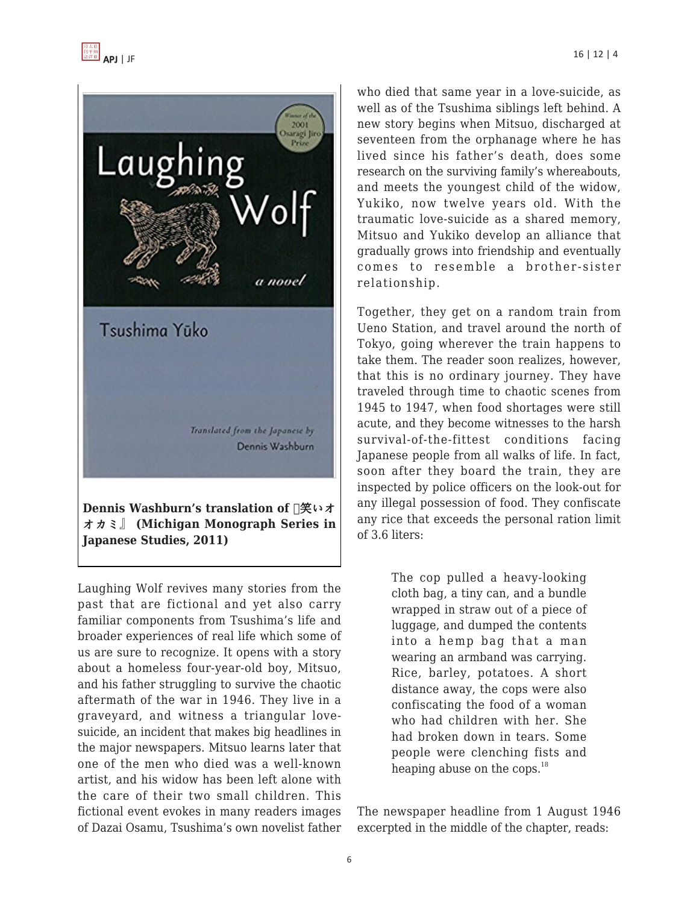**Dennis Washburn's translation of 『笑いオオカミ』 (Michigan Monograph Series in Japanese Studies, 2011)**

Laughing Wolf revives many stories from the past that are fictional and yet also carry familiar components from Tsushima's life and broader experiences of real life which some of us are sure to recognize. It opens with a story about a homeless four-year-old boy, Mitsuo, and his father struggling to survive the chaotic aftermath of the war in 1946. They live in a graveyard, and witness a triangular love-suicide, an incident that makes big headlines in the major newspapers. Mitsuo learns later that one of the men who died was a well-known artist, and his widow has been left alone with the care of their two small children. This fictional event evokes in many readers images of Dazai Osamu, Tsushima's own novelist father who died that same year in a love-suicide, as well as of the Tsushima siblings left behind. A new story begins when Mitsuo, discharged at seventeen from the orphanage where he has lived since his father's death, does some research on the surviving family's whereabouts, and meets the youngest child of the widow, Yukiko, now twelve years old. With the traumatic love-suicide as a shared memory, Mitsuo and Yukiko develop an alliance that gradually grows into friendship and eventually comes to resemble a brother-sister relationship.

Together, they get on a random train from Ueno Station, and travel around the north of Tokyo, going wherever the train happens to take them. The reader soon realizes, however, that this is no ordinary journey. They have traveled through time to chaotic scenes from 1945 to 1947, when food shortages were still acute, and they become witnesses to the harsh survival-of-the-fittest conditions facing Japanese people from all walks of life. In fact, soon after they board the train, they are inspected by police officers on the look-out for any illegal possession of food. They confiscate any rice that exceeds the personal ration limit of 3.6 liters:

> The cop pulled a heavy-looking cloth bag, a tiny can, and a bundle wrapped in straw out of a piece of luggage, and dumped the contents into a hemp bag that a man wearing an armband was carrying. Rice, barley, potatoes. A short distance away, the cops were also confiscating the food of a woman who had children with her. She had broken down in tears. Some people were clenching fists and heaping abuse on the cops.[18]

The newspaper headline from 1 August 1946 excerpted in the middle of the chapter, reads: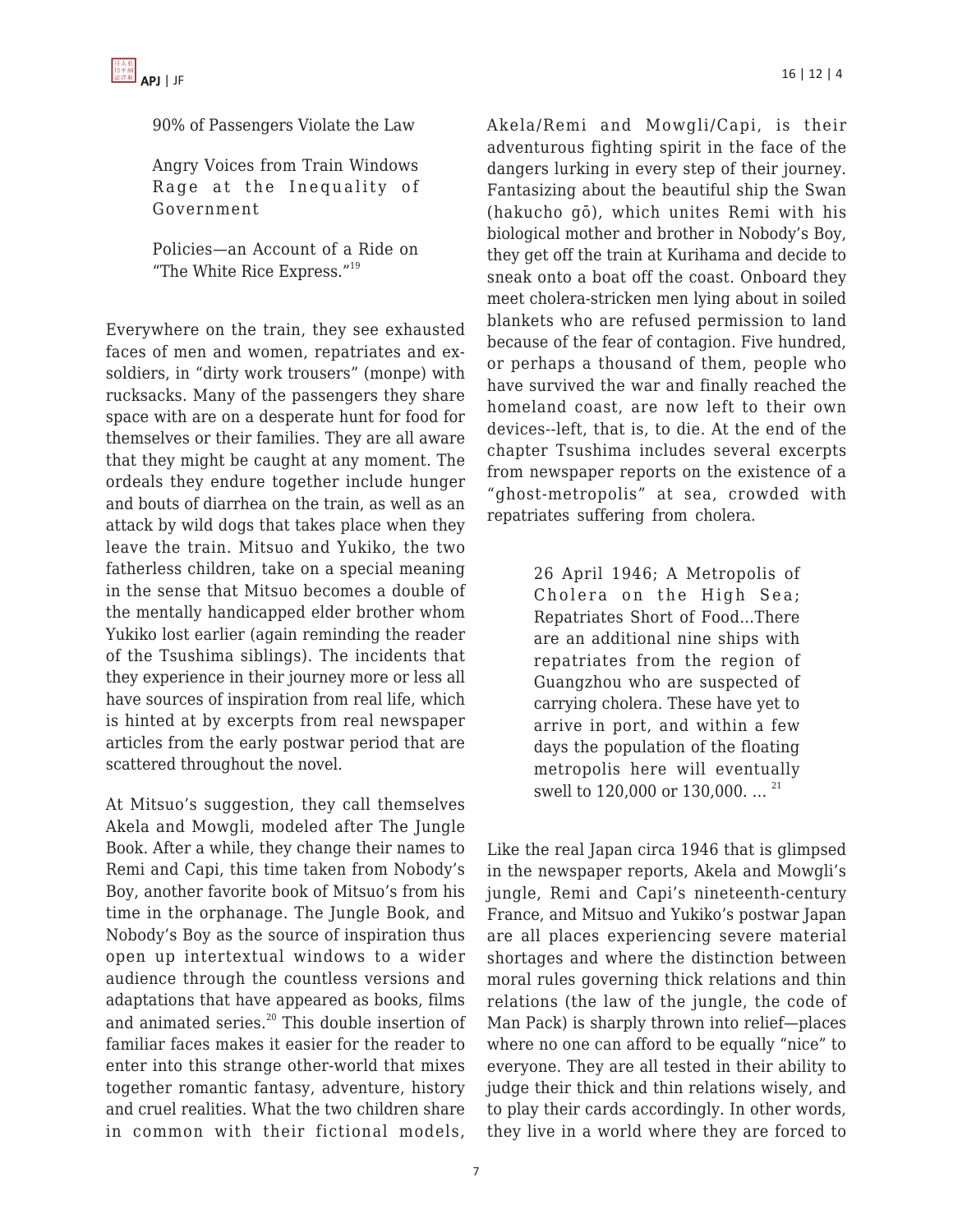> 90% of Passengers Violate the Law
>
> Angry Voices from Train Windows Rage at the Inequality of Government
>
> Policies—an Account of a Ride on "The White Rice Express."[19]

Everywhere on the train, they see exhausted faces of men and women, repatriates and ex-soldiers, in "dirty work trousers" (monpe) with rucksacks. Many of the passengers they share space with are on a desperate hunt for food for themselves or their families. They are all aware that they might be caught at any moment. The ordeals they endure together include hunger and bouts of diarrhea on the train, as well as an attack by wild dogs that takes place when they leave the train. Mitsuo and Yukiko, the two fatherless children, take on a special meaning in the sense that Mitsuo becomes a double of the mentally handicapped elder brother whom Yukiko lost earlier (again reminding the reader of the Tsushima siblings). The incidents that they experience in their journey more or less all have sources of inspiration from real life, which is hinted at by excerpts from real newspaper articles from the early postwar period that are scattered throughout the novel.

At Mitsuo's suggestion, they call themselves Akela and Mowgli, modeled after The Jungle Book. After a while, they change their names to Remi and Capi, this time taken from Nobody's Boy, another favorite book of Mitsuo's from his time in the orphanage. The Jungle Book, and Nobody's Boy as the source of inspiration thus open up intertextual windows to a wider audience through the countless versions and adaptations that have appeared as books, films and animated series.[20] This double insertion of familiar faces makes it easier for the reader to enter into this strange other-world that mixes together romantic fantasy, adventure, history and cruel realities. What the two children share in common with their fictional models, Akela/Remi and Mowgli/Capi, is their adventurous fighting spirit in the face of the dangers lurking in every step of their journey. Fantasizing about the beautiful ship the Swan (hakucho gō), which unites Remi with his biological mother and brother in Nobody's Boy, they get off the train at Kurihama and decide to sneak onto a boat off the coast. Onboard they meet cholera-stricken men lying about in soiled blankets who are refused permission to land because of the fear of contagion. Five hundred, or perhaps a thousand of them, people who have survived the war and finally reached the homeland coast, are now left to their own devices--left, that is, to die. At the end of the chapter Tsushima includes several excerpts from newspaper reports on the existence of a "ghost-metropolis" at sea, crowded with repatriates suffering from cholera.

> 26 April 1946; A Metropolis of Cholera on the High Sea; Repatriates Short of Food...There are an additional nine ships with repatriates from the region of Guangzhou who are suspected of carrying cholera. These have yet to arrive in port, and within a few days the population of the floating metropolis here will eventually swell to 120,000 or 130,000. ... [21]

Like the real Japan circa 1946 that is glimpsed in the newspaper reports, Akela and Mowgli's jungle, Remi and Capi's nineteenth-century France, and Mitsuo and Yukiko's postwar Japan are all places experiencing severe material shortages and where the distinction between moral rules governing thick relations and thin relations (the law of the jungle, the code of Man Pack) is sharply thrown into relief—places where no one can afford to be equally "nice" to everyone. They are all tested in their ability to judge their thick and thin relations wisely, and to play their cards accordingly. In other words, they live in a world where they are forced to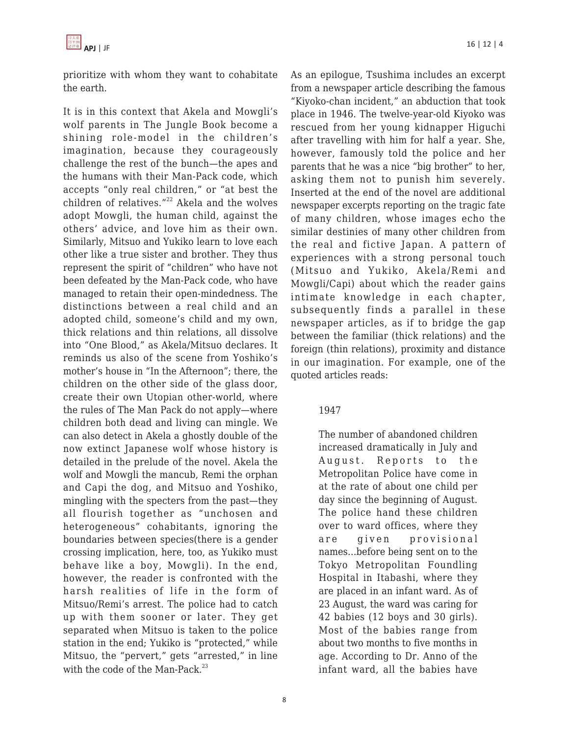prioritize with whom they want to cohabitate the earth.

It is in this context that Akela and Mowgli's wolf parents in The Jungle Book become a shining role-model in the children's imagination, because they courageously challenge the rest of the bunch—the apes and the humans with their Man-Pack code, which accepts "only real children," or "at best the children of relatives."[22] Akela and the wolves adopt Mowgli, the human child, against the others' advice, and love him as their own. Similarly, Mitsuo and Yukiko learn to love each other like a true sister and brother. They thus represent the spirit of "children" who have not been defeated by the Man-Pack code, who have managed to retain their open-mindedness. The distinctions between a real child and an adopted child, someone's child and my own, thick relations and thin relations, all dissolve into "One Blood," as Akela/Mitsuo declares. It reminds us also of the scene from Yoshiko's mother's house in "In the Afternoon"; there, the children on the other side of the glass door, create their own Utopian other-world, where the rules of The Man Pack do not apply—where children both dead and living can mingle. We can also detect in Akela a ghostly double of the now extinct Japanese wolf whose history is detailed in the prelude of the novel. Akela the wolf and Mowgli the mancub, Remi the orphan and Capi the dog, and Mitsuo and Yoshiko, mingling with the specters from the past—they all flourish together as "unchosen and heterogeneous" cohabitants, ignoring the boundaries between species(there is a gender crossing implication, here, too, as Yukiko must behave like a boy, Mowgli). In the end, however, the reader is confronted with the harsh realities of life in the form of Mitsuo/Remi's arrest. The police had to catch up with them sooner or later. They get separated when Mitsuo is taken to the police station in the end; Yukiko is "protected," while Mitsuo, the "pervert," gets "arrested," in line with the code of the Man-Pack.[23]

As an epilogue, Tsushima includes an excerpt from a newspaper article describing the famous "Kiyoko-chan incident," an abduction that took place in 1946. The twelve-year-old Kiyoko was rescued from her young kidnapper Higuchi after travelling with him for half a year. She, however, famously told the police and her parents that he was a nice "big brother" to her, asking them not to punish him severely. Inserted at the end of the novel are additional newspaper excerpts reporting on the tragic fate of many children, whose images echo the similar destinies of many other children from the real and fictive Japan. A pattern of experiences with a strong personal touch (Mitsuo and Yukiko, Akela/Remi and Mowgli/Capi) about which the reader gains intimate knowledge in each chapter, subsequently finds a parallel in these newspaper articles, as if to bridge the gap between the familiar (thick relations) and the foreign (thin relations), proximity and distance in our imagination. For example, one of the quoted articles reads:

> 1947
>
> The number of abandoned children increased dramatically in July and August. Reports to the Metropolitan Police have come in at the rate of about one child per day since the beginning of August. The police hand these children over to ward offices, where they are given provisional names...before being sent on to the Tokyo Metropolitan Foundling Hospital in Itabashi, where they are placed in an infant ward. As of 23 August, the ward was caring for 42 babies (12 boys and 30 girls). Most of the babies range from about two months to five months in age. According to Dr. Anno of the infant ward, all the babies have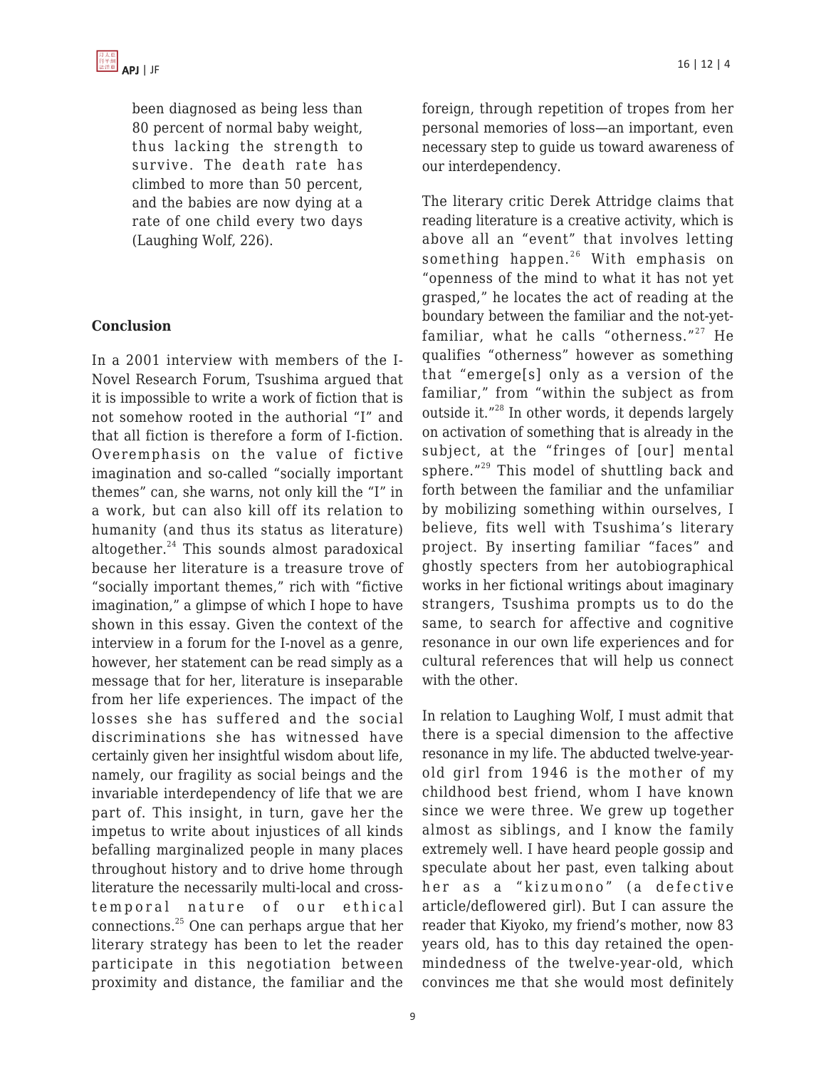been diagnosed as being less than 80 percent of normal baby weight, thus lacking the strength to survive. The death rate has climbed to more than 50 percent, and the babies are now dying at a rate of one child every two days (Laughing Wolf, 226).

## Conclusion

In a 2001 interview with members of the I-Novel Research Forum, Tsushima argued that it is impossible to write a work of fiction that is not somehow rooted in the authorial "I" and that all fiction is therefore a form of I-fiction. Overemphasis on the value of fictive imagination and so-called "socially important themes" can, she warns, not only kill the "I" in a work, but can also kill off its relation to humanity (and thus its status as literature) altogether.[24] This sounds almost paradoxical because her literature is a treasure trove of "socially important themes," rich with "fictive imagination," a glimpse of which I hope to have shown in this essay. Given the context of the interview in a forum for the I-novel as a genre, however, her statement can be read simply as a message that for her, literature is inseparable from her life experiences. The impact of the losses she has suffered and the social discriminations she has witnessed have certainly given her insightful wisdom about life, namely, our fragility as social beings and the invariable interdependency of life that we are part of. This insight, in turn, gave her the impetus to write about injustices of all kinds befalling marginalized people in many places throughout history and to drive home through literature the necessarily multi-local and cross-temporal nature of our ethical connections.[25] One can perhaps argue that her literary strategy has been to let the reader participate in this negotiation between proximity and distance, the familiar and the foreign, through repetition of tropes from her personal memories of loss—an important, even necessary step to guide us toward awareness of our interdependency.

The literary critic Derek Attridge claims that reading literature is a creative activity, which is above all an "event" that involves letting something happen.[26] With emphasis on "openness of the mind to what it has not yet grasped," he locates the act of reading at the boundary between the familiar and the not-yet-familiar, what he calls "otherness."[27] He qualifies "otherness" however as something that "emerge[s] only as a version of the familiar," from "within the subject as from outside it."[28] In other words, it depends largely on activation of something that is already in the subject, at the "fringes of [our] mental sphere."[29] This model of shuttling back and forth between the familiar and the unfamiliar by mobilizing something within ourselves, I believe, fits well with Tsushima's literary project. By inserting familiar "faces" and ghostly specters from her autobiographical works in her fictional writings about imaginary strangers, Tsushima prompts us to do the same, to search for affective and cognitive resonance in our own life experiences and for cultural references that will help us connect with the other.

In relation to Laughing Wolf, I must admit that there is a special dimension to the affective resonance in my life. The abducted twelve-year-old girl from 1946 is the mother of my childhood best friend, whom I have known since we were three. We grew up together almost as siblings, and I know the family extremely well. I have heard people gossip and speculate about her past, even talking about her as a "kizumono" (a defective article/deflowered girl). But I can assure the reader that Kiyoko, my friend's mother, now 83 years old, has to this day retained the open-mindedness of the twelve-year-old, which convinces me that she would most definitely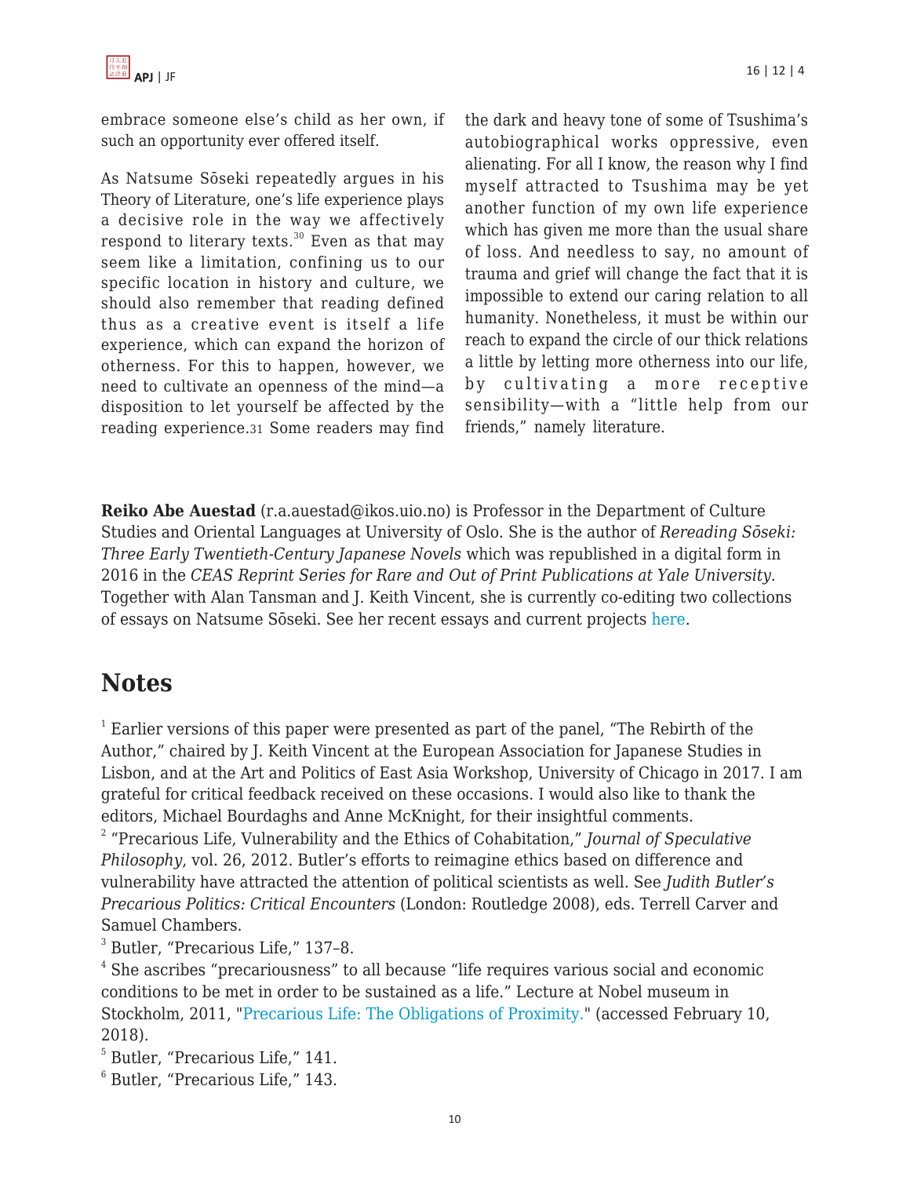embrace someone else's child as her own, if such an opportunity ever offered itself.

As Natsume Sōseki repeatedly argues in his Theory of Literature, one's life experience plays a decisive role in the way we affectively respond to literary texts.[30] Even as that may seem like a limitation, confining us to our specific location in history and culture, we should also remember that reading defined thus as a creative event is itself a life experience, which can expand the horizon of otherness. For this to happen, however, we need to cultivate an openness of the mind—a disposition to let yourself be affected by the reading experience.[31] Some readers may find the dark and heavy tone of some of Tsushima's autobiographical works oppressive, even alienating. For all I know, the reason why I find myself attracted to Tsushima may be yet another function of my own life experience which has given me more than the usual share of loss. And needless to say, no amount of trauma and grief will change the fact that it is impossible to extend our caring relation to all humanity. Nonetheless, it must be within our reach to expand the circle of our thick relations a little by letting more otherness into our life, by cultivating a more receptive sensibility—with a "little help from our friends," namely literature.

**Reiko Abe Auestad** (r.a.auestad@ikos.uio.no) is Professor in the Department of Culture Studies and Oriental Languages at University of Oslo. She is the author of *Rereading Sōseki: Three Early Twentieth-Century Japanese Novels* which was republished in a digital form in 2016 in the *CEAS Reprint Series for Rare and Out of Print Publications at Yale University*. Together with Alan Tansman and J. Keith Vincent, she is currently co-editing two collections of essays on Natsume Sōseki. See her recent essays and current projects here.

## Notes

[1] Earlier versions of this paper were presented as part of the panel, "The Rebirth of the Author," chaired by J. Keith Vincent at the European Association for Japanese Studies in Lisbon, and at the Art and Politics of East Asia Workshop, University of Chicago in 2017. I am grateful for critical feedback received on these occasions. I would also like to thank the editors, Michael Bourdaghs and Anne McKnight, for their insightful comments.

[2] "Precarious Life, Vulnerability and the Ethics of Cohabitation," *Journal of Speculative Philosophy*, vol. 26, 2012. Butler's efforts to reimagine ethics based on difference and vulnerability have attracted the attention of political scientists as well. See *Judith Butler's Precarious Politics: Critical Encounters* (London: Routledge 2008), eds. Terrell Carver and Samuel Chambers.

[3] Butler, "Precarious Life," 137–8.

[4] She ascribes "precariousness" to all because "life requires various social and economic conditions to be met in order to be sustained as a life." Lecture at Nobel museum in Stockholm, 2011, "Precarious Life: The Obligations of Proximity." (accessed February 10, 2018).

[5] Butler, "Precarious Life," 141.

[6] Butler, "Precarious Life," 143.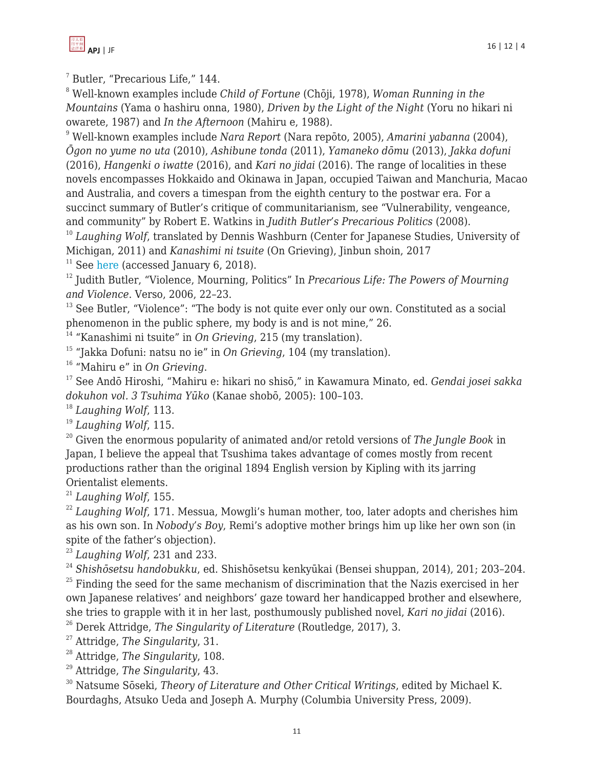[7] Butler, "Precarious Life," 144.

[8] Well-known examples include *Child of Fortune* (Chōji, 1978), *Woman Running in the Mountains* (Yama o hashiru onna, 1980), *Driven by the Light of the Night* (Yoru no hikari ni owarete, 1987) and *In the Afternoon* (Mahiru e, 1988).

[9] Well-known examples include *Nara Report* (Nara repōto, 2005), *Amarini yabanna* (2004), *Ōgon no yume no uta* (2010), *Ashibune tonda* (2011), *Yamaneko dōmu* (2013), *Jakka dofuni* (2016), *Hangenki o iwatte* (2016), and *Kari no jidai* (2016). The range of localities in these novels encompasses Hokkaido and Okinawa in Japan, occupied Taiwan and Manchuria, Macao and Australia, and covers a timespan from the eighth century to the postwar era. For a succinct summary of Butler's critique of communitarianism, see "Vulnerability, vengeance, and community" by Robert E. Watkins in *Judith Butler's Precarious Politics* (2008).

[10] *Laughing Wolf*, translated by Dennis Washburn (Center for Japanese Studies, University of Michigan, 2011) and *Kanashimi ni tsuite* (On Grieving), Jinbun shoin, 2017

[11] See here (accessed January 6, 2018).

[12] Judith Butler, "Violence, Mourning, Politics" In *Precarious Life: The Powers of Mourning and Violence*. Verso, 2006, 22–23.

[13] See Butler, "Violence": "The body is not quite ever only our own. Constituted as a social phenomenon in the public sphere, my body is and is not mine," 26.

[14] "Kanashimi ni tsuite" in *On Grieving*, 215 (my translation).

[15] "Jakka Dofuni: natsu no ie" in *On Grieving*, 104 (my translation).

[16] "Mahiru e" in *On Grieving*.

[17] See Andō Hiroshi, "Mahiru e: hikari no shisō," in Kawamura Minato, ed. *Gendai josei sakka dokuhon vol. 3 Tsuhima Yūko* (Kanae shobō, 2005): 100–103.

[18] *Laughing Wolf*, 113.

[19] *Laughing Wolf*, 115.

[20] Given the enormous popularity of animated and/or retold versions of *The Jungle Book* in Japan, I believe the appeal that Tsushima takes advantage of comes mostly from recent productions rather than the original 1894 English version by Kipling with its jarring Orientalist elements.

[21] *Laughing Wolf*, 155.

[22] *Laughing Wolf*, 171. Messua, Mowgli's human mother, too, later adopts and cherishes him as his own son. In *Nobody's Boy*, Remi's adoptive mother brings him up like her own son (in spite of the father's objection).

[23] *Laughing Wolf*, 231 and 233.

[24] *Shishōsetsu handobukku*, ed. Shishōsetsu kenkyūkai (Bensei shuppan, 2014), 201; 203–204.

[25] Finding the seed for the same mechanism of discrimination that the Nazis exercised in her own Japanese relatives' and neighbors' gaze toward her handicapped brother and elsewhere, she tries to grapple with it in her last, posthumously published novel, *Kari no jidai* (2016).

[26] Derek Attridge, *The Singularity of Literature* (Routledge, 2017), 3.

[27] Attridge, *The Singularity*, 31.

[28] Attridge, *The Singularity*, 108.

[29] Attridge, *The Singularity*, 43.

[30] Natsume Sōseki, *Theory of Literature and Other Critical Writings*, edited by Michael K. Bourdaghs, Atsuko Ueda and Joseph A. Murphy (Columbia University Press, 2009).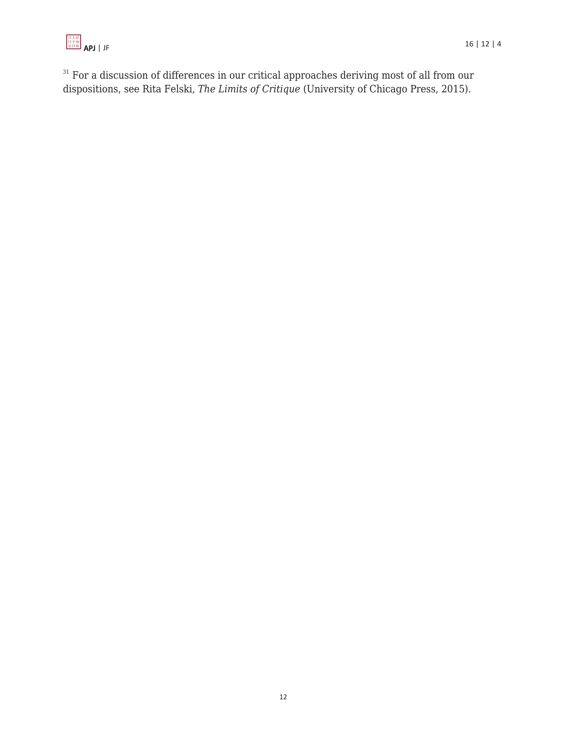[31] For a discussion of differences in our critical approaches deriving most of all from our dispositions, see Rita Felski, *The Limits of Critique* (University of Chicago Press, 2015).